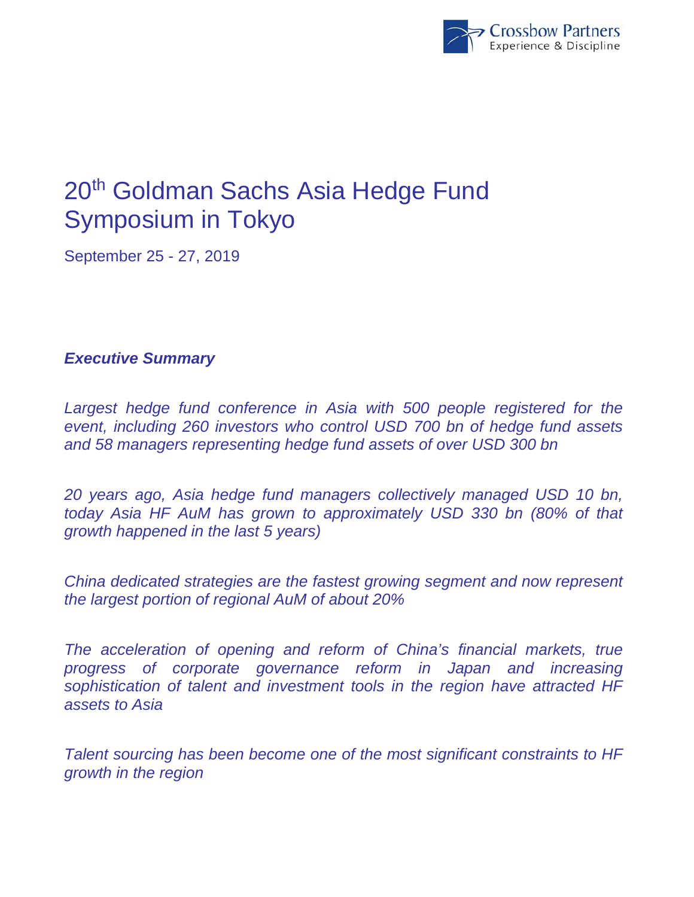Crossbow Partners
Experience & Discipline

# 20th Goldman Sachs Asia Hedge Fund Symposium in Tokyo

September 25 - 27, 2019

***Executive Summary***

*Largest hedge fund conference in Asia with 500 people registered for the event, including 260 investors who control USD 700 bn of hedge fund assets and 58 managers representing hedge fund assets of over USD 300 bn*

*20 years ago, Asia hedge fund managers collectively managed USD 10 bn, today Asia HF AuM has grown to approximately USD 330 bn (80% of that growth happened in the last 5 years)*

*China dedicated strategies are the fastest growing segment and now represent the largest portion of regional AuM of about 20%*

*The acceleration of opening and reform of China's financial markets, true progress of corporate governance reform in Japan and increasing sophistication of talent and investment tools in the region have attracted HF assets to Asia*

*Talent sourcing has been become one of the most significant constraints to HF growth in the region*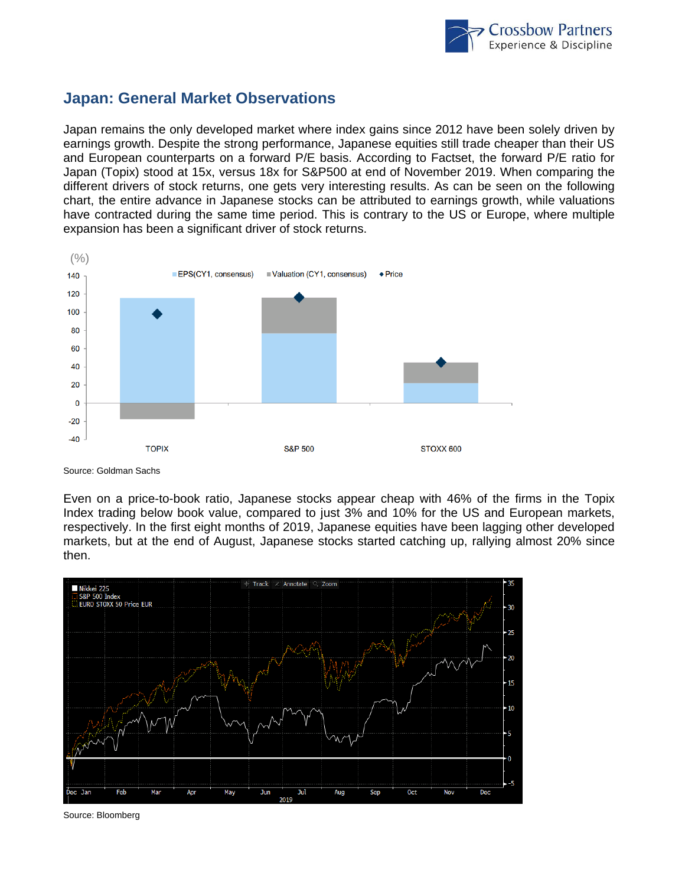## Japan: General Market Observations

Japan remains the only developed market where index gains since 2012 have been solely driven by earnings growth. Despite the strong performance, Japanese equities still trade cheaper than their US and European counterparts on a forward P/E basis. According to Factset, the forward P/E ratio for Japan (Topix) stood at 15x, versus 18x for S&P500 at end of November 2019. When comparing the different drivers of stock returns, one gets very interesting results. As can be seen on the following chart, the entire advance in Japanese stocks can be attributed to earnings growth, while valuations have contracted during the same time period. This is contrary to the US or Europe, where multiple expansion has been a significant driver of stock returns.

Source: Goldman Sachs

Even on a price-to-book ratio, Japanese stocks appear cheap with 46% of the firms in the Topix Index trading below book value, compared to just 3% and 10% for the US and European markets, respectively. In the first eight months of 2019, Japanese equities have been lagging other developed markets, but at the end of August, Japanese stocks started catching up, rallying almost 20% since then.

Source: Bloomberg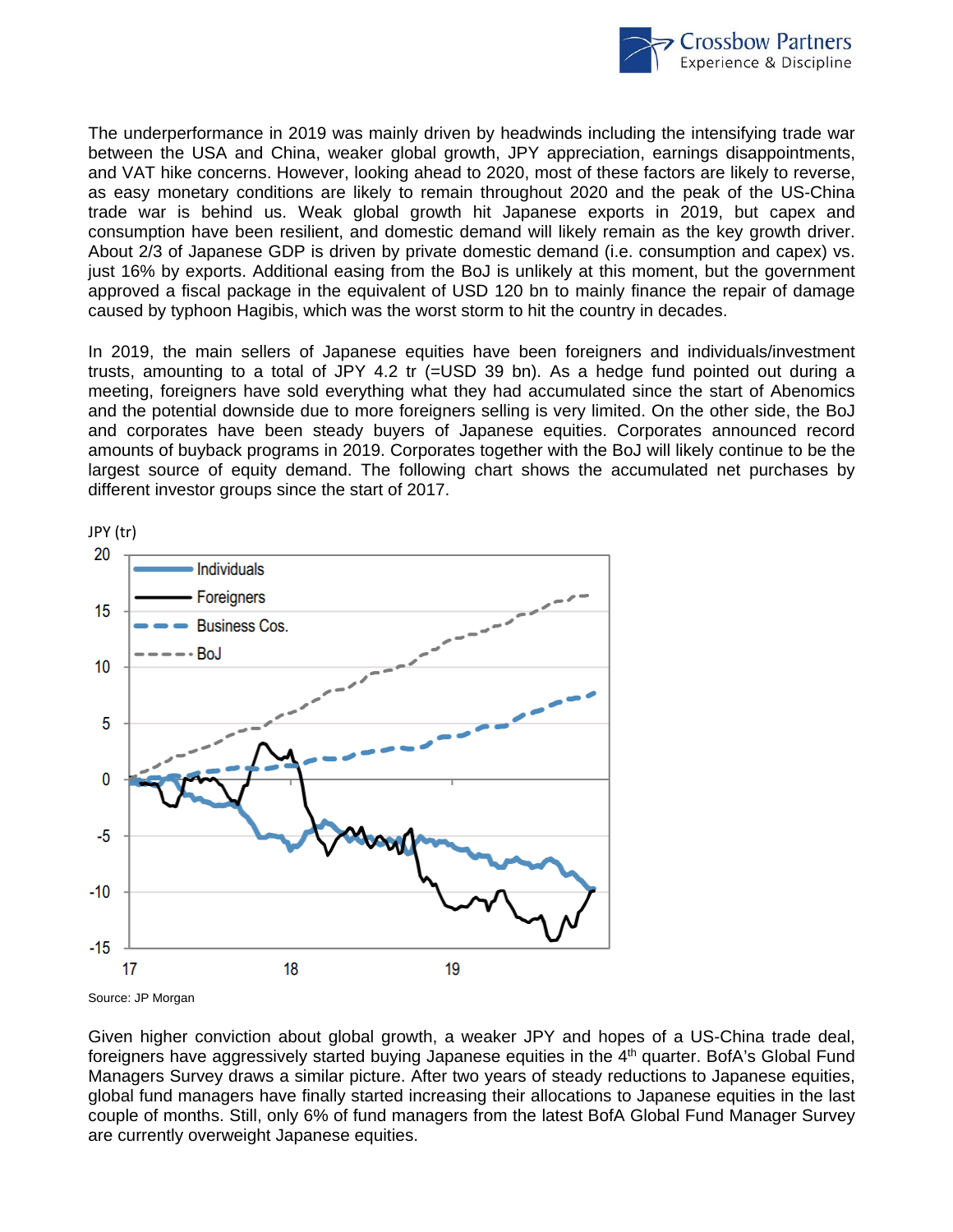The underperformance in 2019 was mainly driven by headwinds including the intensifying trade war between the USA and China, weaker global growth, JPY appreciation, earnings disappointments, and VAT hike concerns. However, looking ahead to 2020, most of these factors are likely to reverse, as easy monetary conditions are likely to remain throughout 2020 and the peak of the US-China trade war is behind us. Weak global growth hit Japanese exports in 2019, but capex and consumption have been resilient, and domestic demand will likely remain as the key growth driver. About 2/3 of Japanese GDP is driven by private domestic demand (i.e. consumption and capex) vs. just 16% by exports. Additional easing from the BoJ is unlikely at this moment, but the government approved a fiscal package in the equivalent of USD 120 bn to mainly finance the repair of damage caused by typhoon Hagibis, which was the worst storm to hit the country in decades.

In 2019, the main sellers of Japanese equities have been foreigners and individuals/investment trusts, amounting to a total of JPY 4.2 tr (=USD 39 bn). As a hedge fund pointed out during a meeting, foreigners have sold everything what they had accumulated since the start of Abenomics and the potential downside due to more foreigners selling is very limited. On the other side, the BoJ and corporates have been steady buyers of Japanese equities. Corporates announced record amounts of buyback programs in 2019. Corporates together with the BoJ will likely continue to be the largest source of equity demand. The following chart shows the accumulated net purchases by different investor groups since the start of 2017.

Source: JP Morgan

Given higher conviction about global growth, a weaker JPY and hopes of a US-China trade deal, foreigners have aggressively started buying Japanese equities in the 4th quarter. BofA's Global Fund Managers Survey draws a similar picture. After two years of steady reductions to Japanese equities, global fund managers have finally started increasing their allocations to Japanese equities in the last couple of months. Still, only 6% of fund managers from the latest BofA Global Fund Manager Survey are currently overweight Japanese equities.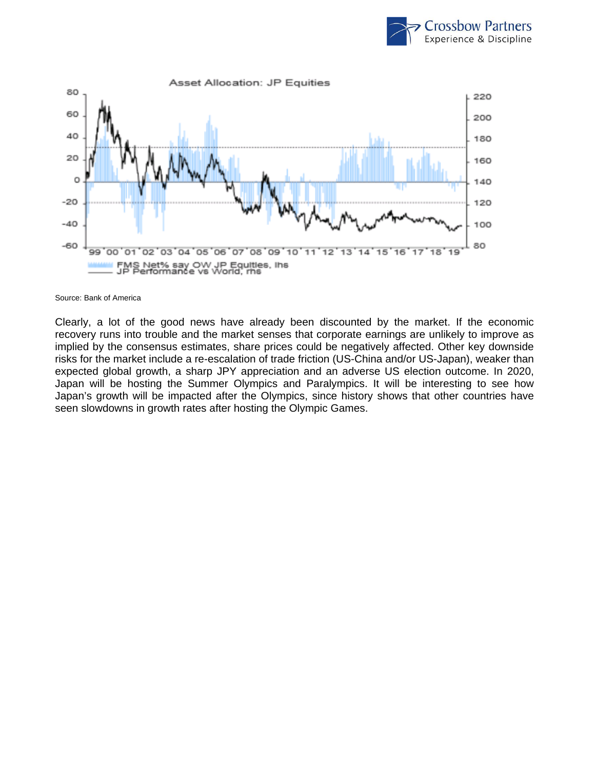Asset Allocation: JP Equities

80
60
40
20
0
-20
-40
-60

220
200
180
160
140
120
100
80

99 00 01 02 03 04 05 06 07 08 09 10 11 12 13 14 15 16 17 18 19

FMS Net% say OW JP Equities, lhs
JP Performance vs World, rhs

Source: Bank of America

Clearly, a lot of the good news have already been discounted by the market. If the economic recovery runs into trouble and the market senses that corporate earnings are unlikely to improve as implied by the consensus estimates, share prices could be negatively affected. Other key downside risks for the market include a re-escalation of trade friction (US-China and/or US-Japan), weaker than expected global growth, a sharp JPY appreciation and an adverse US election outcome. In 2020, Japan will be hosting the Summer Olympics and Paralympics. It will be interesting to see how Japan's growth will be impacted after the Olympics, since history shows that other countries have seen slowdowns in growth rates after hosting the Olympic Games.